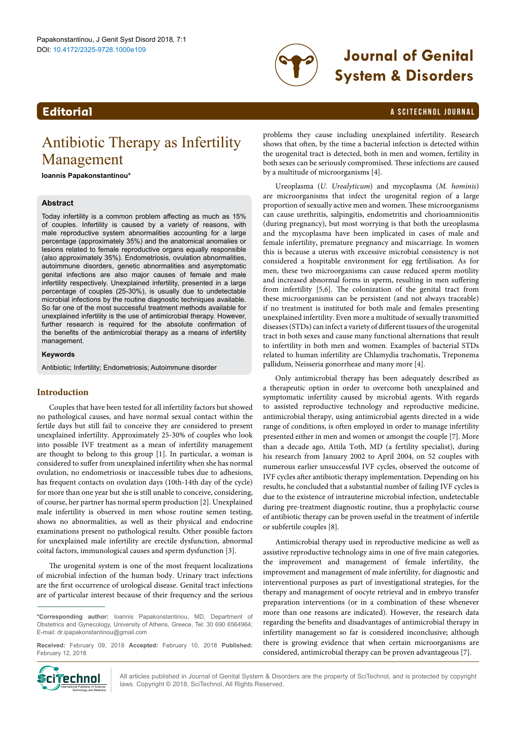Editorial

# Antibiotic Therapy as Infertility Management

**Ioannis Papakonstantinou***

### Abstract

Today infertility is a common problem affecting as much as 15% of couples. Infertility is caused by a variety of reasons, with male reproductive system abnormalities accounting for a large percentage (approximately 35%) and the anatomical anomalies or lesions related to female reproductive organs equally responsible (also approximately 35%). Endometriosis, ovulation abnormalities, autoimmune disorders, genetic abnormalities and asymptomatic genital infections are also major causes of female and male infertility respectively. Unexplained infertility, presented in a large percentage of couples (25-30%), is usually due to undetectable microbial infections by the routine diagnostic techniques available. So far one of the most successful treatment methods available for unexplained infertility is the use of antimicrobial therapy. However, further research is required for the absolute confirmation of the benefits of the antimicrobial therapy as a means of infertility management.

### Keywords

Antibiotic; Infertility; Endometriosis; Autoimmune disorder

## Introduction

Couples that have been tested for all infertility factors but showed no pathological causes, and have normal sexual contact within the fertile days but still fail to conceive they are considered to present unexplained infertility. Approximately 25-30% of couples who look into possible IVF treatment as a mean of infertility management are thought to belong to this group [1]. In particular, a woman is considered to suffer from unexplained infertility when she has normal ovulation, no endometriosis or inaccessible tubes due to adhesions, has frequent contacts on ovulation days (10th-14th day of the cycle) for more than one year but she is still unable to conceive, considering, of course, her partner has normal sperm production [2]. Unexplained male infertility is observed in men whose routine semen testing, shows no abnormalities, as well as their physical and endocrine examinations present no pathological results. Other possible factors for unexplained male infertility are erectile dysfunction, abnormal coital factors, immunological causes and sperm dysfunction [3].

The urogenital system is one of the most frequent localizations of microbial infection of the human body. Urinary tract infections are the first occurrence of urological disease. Genital tract infections are of particular interest because of their frequency and the serious problems they cause including unexplained infertility. Research shows that often, by the time a bacterial infection is detected within the urogenital tract is detected, both in men and women, fertility in both sexes can be seriously compromised. These infections are caused by a multitude of microorganisms [4].

Ureoplasma (*U. Urealyticum*) and mycoplasma (*M. hominis*) are microorganisms that infect the urogenital region of a large proportion of sexually active men and women. These microorganisms can cause urethritis, salpingitis, endometritis and chorioamnionitis (during pregnancy), but most worrying is that both the ureoplasma and the mycoplasma have been implicated in cases of male and female infertility, premature pregnancy and miscarriage. In women this is because a uterus with excessive microbial consistency is not considered a hospitable environment for egg fertilisation. As for men, these two microorganisms can cause reduced sperm motility and increased abnormal forms in sperm, resulting in men suffering from infertility [5,6]. The colonization of the genital tract from these microorganisms can be persistent (and not always traceable) if no treatment is instituted for both male and females presenting unexplained infertility. Even more a multitude of sexually transmitted diseases (STDs) can infect a variety of different tissues of the urogenital tract in both sexes and cause many functional alternations that result to infertility in both men and women. Examples of bacterial STDs related to human infertility are Chlamydia trachomatis, Treponema pallidum, Neisseria gonorrheae and many more [4].

Only antimicrobial therapy has been adequately described as a therapeutic option in order to overcome both unexplained and symptomatic infertility caused by microbial agents. With regards to assisted reproductive technology and reproductive medicine, antimicrobial therapy, using antimicrobial agents directed in a wide range of conditions, is often employed in order to manage infertility presented either in men and women or amongst the couple [7]. More than a decade ago, Attila Toth, MD (a fertility specialist), during his research from January 2002 to April 2004, on 52 couples with numerous earlier unsuccessful IVF cycles, observed the outcome of IVF cycles after antibiotic therapy implementation. Depending on his results, he concluded that a substantial number of failing IVF cycles is due to the existence of intrauterine microbial infection, undetectable during pre-treatment diagnostic routine, thus a prophylactic course of antibiotic therapy can be proven useful in the treatment of infertile or subfertile couples [8].

Antimicrobial therapy used in reproductive medicine as well as assistive reproductive technology aims in one of five main categories, the improvement and management of female infertility, the improvement and management of male infertility, for diagnostic and interventional purposes as part of investigational strategies, for the therapy and management of oocyte retrieval and in embryo transfer preparation interventions (or in a combination of these whenever more than one reasons are indicated). However, the research data regarding the benefits and disadvantages of antimicrobial therapy in infertility management so far is considered inconclusive; although there is growing evidence that when certain microorganisms are considered, antimicrobial therapy can be proven advantageous [7].

---

***Corresponding author:** Ioannis Papakonstantinou, MD, Department of Obstetrics and Gynecology, University of Athens, Greece, Tel: 30 690 6564964; E-mail: dr.ipapakonstantinou@gmail.com

**Received:** February 09, 2018 **Accepted:** February 10, 2018 **Published:** February 12, 2018

All articles published in Journal of Genital System & Disorders are the property of SciTechnol, and is protected by copyright laws. Copyright © 2018, SciTechnol, All Rights Reserved.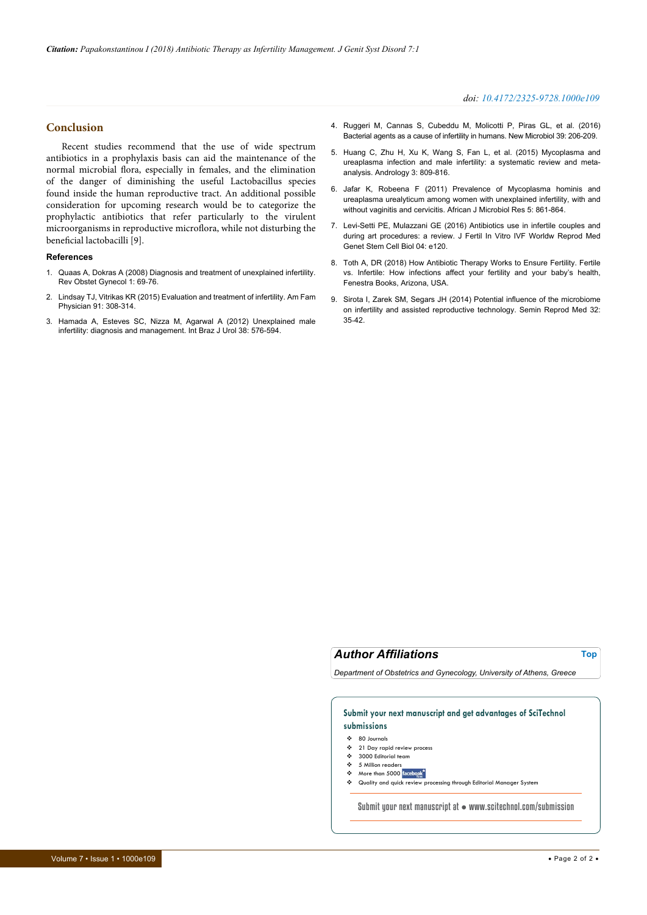## Conclusion

Recent studies recommend that the use of wide spectrum antibiotics in a prophylaxis basis can aid the maintenance of the normal microbial flora, especially in females, and the elimination of the danger of diminishing the useful Lactobacillus species found inside the human reproductive tract. An additional possible consideration for upcoming research would be to categorize the prophylactic antibiotics that refer particularly to the virulent microorganisms in reproductive microflora, while not disturbing the beneficial lactobacilli [9].

### References

1. Quaas A, Dokras A (2008) Diagnosis and treatment of unexplained infertility. Rev Obstet Gynecol 1: 69-76.
2. Lindsay TJ, Vitrikas KR (2015) Evaluation and treatment of infertility. Am Fam Physician 91: 308-314.
3. Hamada A, Esteves SC, Nizza M, Agarwal A (2012) Unexplained male infertility: diagnosis and management. Int Braz J Urol 38: 576-594.
4. Ruggeri M, Cannas S, Cubeddu M, Molicotti P, Piras GL, et al. (2016) Bacterial agents as a cause of infertility in humans. New Microbiol 39: 206-209.
5. Huang C, Zhu H, Xu K, Wang S, Fan L, et al. (2015) Mycoplasma and ureaplasma infection and male infertility: a systematic review and meta-analysis. Andrology 3: 809-816.
6. Jafar K, Robeena F (2011) Prevalence of Mycoplasma hominis and ureaplasma urealyticum among women with unexplained infertility, with and without vaginitis and cervicitis. African J Microbiol Res 5: 861-864.
7. Levi-Setti PE, Mulazzani GE (2016) Antibiotics use in infertile couples and during art procedures: a review. J Fertil In Vitro IVF Worldw Reprod Med Genet Stem Cell Biol 04: e120.
8. Toth A, DR (2018) How Antibiotic Therapy Works to Ensure Fertility. Fertile vs. Infertile: How infections affect your fertility and your baby's health, Fenestra Books, Arizona, USA.
9. Sirota I, Zarek SM, Segars JH (2014) Potential influence of the microbiome on infertility and assisted reproductive technology. Semin Reprod Med 32: 35-42.

## *Author Affiliations*

*Department of Obstetrics and Gynecology, University of Athens, Greece*

**Submit your next manuscript and get advantages of SciTechnol submissions**

- 80 Journals
- 21 Day rapid review process
- 3000 Editorial team
- 5 Million readers
- More than 5000 facebook
- Quality and quick review processing through Editorial Manager System

Submit your next manuscript at ● www.scitechnol.com/submission